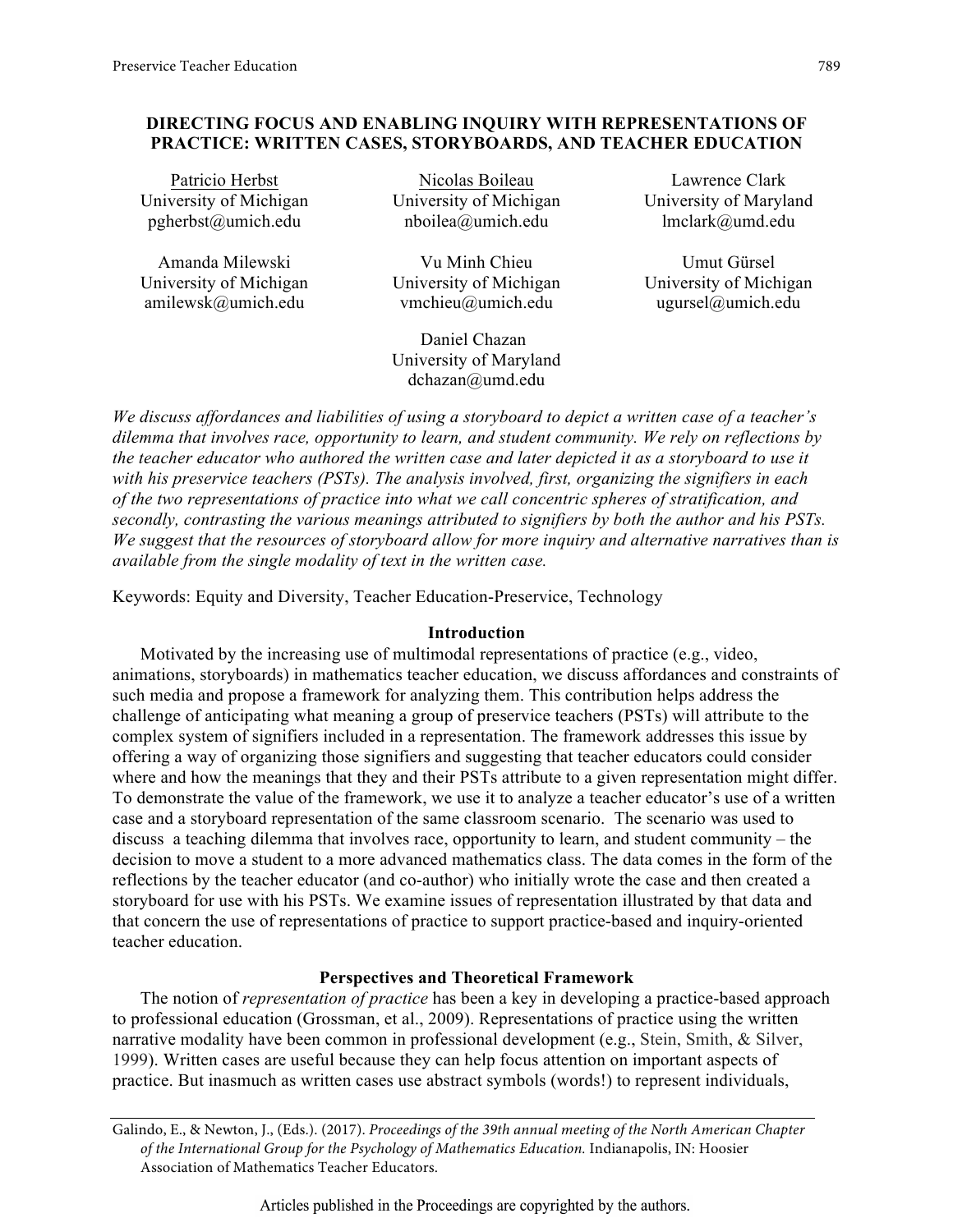# DIRECTING FOCUS AND ENABLING INQUIRY WITH REPRESENTATIONS OF PRACTICE: WRITTEN CASES, STORYBOARDS, AND TEACHER EDUCATION

Patricio Herbst
University of Michigan
pgherbst@umich.edu

Nicolas Boileau
University of Michigan
nboilea@umich.edu

Lawrence Clark
University of Maryland
lmclark@umd.edu

Amanda Milewski
University of Michigan
amilewsk@umich.edu

Vu Minh Chieu
University of Michigan
vmchieu@umich.edu

Umut Gürsel
University of Michigan
ugursel@umich.edu

Daniel Chazan
University of Maryland
dchazan@umd.edu

*We discuss affordances and liabilities of using a storyboard to depict a written case of a teacher's dilemma that involves race, opportunity to learn, and student community. We rely on reflections by the teacher educator who authored the written case and later depicted it as a storyboard to use it with his preservice teachers (PSTs). The analysis involved, first, organizing the signifiers in each of the two representations of practice into what we call concentric spheres of stratification, and secondly, contrasting the various meanings attributed to signifiers by both the author and his PSTs. We suggest that the resources of storyboard allow for more inquiry and alternative narratives than is available from the single modality of text in the written case.*

Keywords: Equity and Diversity, Teacher Education-Preservice, Technology

## Introduction

Motivated by the increasing use of multimodal representations of practice (e.g., video, animations, storyboards) in mathematics teacher education, we discuss affordances and constraints of such media and propose a framework for analyzing them. This contribution helps address the challenge of anticipating what meaning a group of preservice teachers (PSTs) will attribute to the complex system of signifiers included in a representation. The framework addresses this issue by offering a way of organizing those signifiers and suggesting that teacher educators could consider where and how the meanings that they and their PSTs attribute to a given representation might differ. To demonstrate the value of the framework, we use it to analyze a teacher educator's use of a written case and a storyboard representation of the same classroom scenario. The scenario was used to discuss a teaching dilemma that involves race, opportunity to learn, and student community – the decision to move a student to a more advanced mathematics class. The data comes in the form of the reflections by the teacher educator (and co-author) who initially wrote the case and then created a storyboard for use with his PSTs. We examine issues of representation illustrated by that data and that concern the use of representations of practice to support practice-based and inquiry-oriented teacher education.

## Perspectives and Theoretical Framework

The notion of *representation of practice* has been a key in developing a practice-based approach to professional education (Grossman, et al., 2009). Representations of practice using the written narrative modality have been common in professional development (e.g., Stein, Smith, & Silver, 1999). Written cases are useful because they can help focus attention on important aspects of practice. But inasmuch as written cases use abstract symbols (words!) to represent individuals,

Galindo, E., & Newton, J., (Eds.). (2017). *Proceedings of the 39th annual meeting of the North American Chapter of the International Group for the Psychology of Mathematics Education.* Indianapolis, IN: Hoosier Association of Mathematics Teacher Educators.

Articles published in the Proceedings are copyrighted by the authors.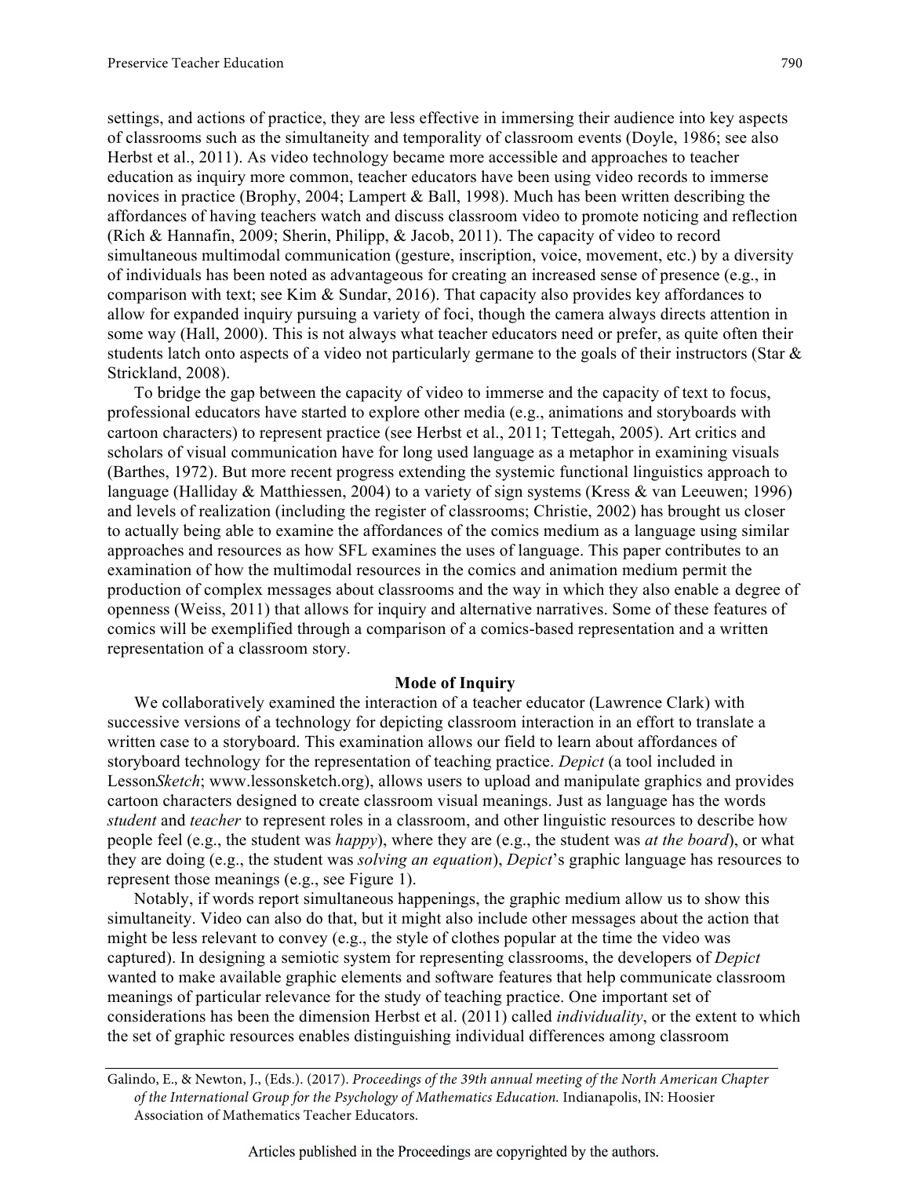settings, and actions of practice, they are less effective in immersing their audience into key aspects of classrooms such as the simultaneity and temporality of classroom events (Doyle, 1986; see also Herbst et al., 2011). As video technology became more accessible and approaches to teacher education as inquiry more common, teacher educators have been using video records to immerse novices in practice (Brophy, 2004; Lampert & Ball, 1998). Much has been written describing the affordances of having teachers watch and discuss classroom video to promote noticing and reflection (Rich & Hannafin, 2009; Sherin, Philipp, & Jacob, 2011). The capacity of video to record simultaneous multimodal communication (gesture, inscription, voice, movement, etc.) by a diversity of individuals has been noted as advantageous for creating an increased sense of presence (e.g., in comparison with text; see Kim & Sundar, 2016). That capacity also provides key affordances to allow for expanded inquiry pursuing a variety of foci, though the camera always directs attention in some way (Hall, 2000). This is not always what teacher educators need or prefer, as quite often their students latch onto aspects of a video not particularly germane to the goals of their instructors (Star & Strickland, 2008).

To bridge the gap between the capacity of video to immerse and the capacity of text to focus, professional educators have started to explore other media (e.g., animations and storyboards with cartoon characters) to represent practice (see Herbst et al., 2011; Tettegah, 2005). Art critics and scholars of visual communication have for long used language as a metaphor in examining visuals (Barthes, 1972). But more recent progress extending the systemic functional linguistics approach to language (Halliday & Matthiessen, 2004) to a variety of sign systems (Kress & van Leeuwen; 1996) and levels of realization (including the register of classrooms; Christie, 2002) has brought us closer to actually being able to examine the affordances of the comics medium as a language using similar approaches and resources as how SFL examines the uses of language. This paper contributes to an examination of how the multimodal resources in the comics and animation medium permit the production of complex messages about classrooms and the way in which they also enable a degree of openness (Weiss, 2011) that allows for inquiry and alternative narratives. Some of these features of comics will be exemplified through a comparison of a comics-based representation and a written representation of a classroom story.

## Mode of Inquiry

We collaboratively examined the interaction of a teacher educator (Lawrence Clark) with successive versions of a technology for depicting classroom interaction in an effort to translate a written case to a storyboard. This examination allows our field to learn about affordances of storyboard technology for the representation of teaching practice. *Depict* (a tool included in Lesson*Sketch*; www.lessonsketch.org), allows users to upload and manipulate graphics and provides cartoon characters designed to create classroom visual meanings. Just as language has the words *student* and *teacher* to represent roles in a classroom, and other linguistic resources to describe how people feel (e.g., the student was *happy*), where they are (e.g., the student was *at the board*), or what they are doing (e.g., the student was *solving an equation*), *Depict*'s graphic language has resources to represent those meanings (e.g., see Figure 1).

Notably, if words report simultaneous happenings, the graphic medium allow us to show this simultaneity. Video can also do that, but it might also include other messages about the action that might be less relevant to convey (e.g., the style of clothes popular at the time the video was captured). In designing a semiotic system for representing classrooms, the developers of *Depict* wanted to make available graphic elements and software features that help communicate classroom meanings of particular relevance for the study of teaching practice. One important set of considerations has been the dimension Herbst et al. (2011) called *individuality*, or the extent to which the set of graphic resources enables distinguishing individual differences among classroom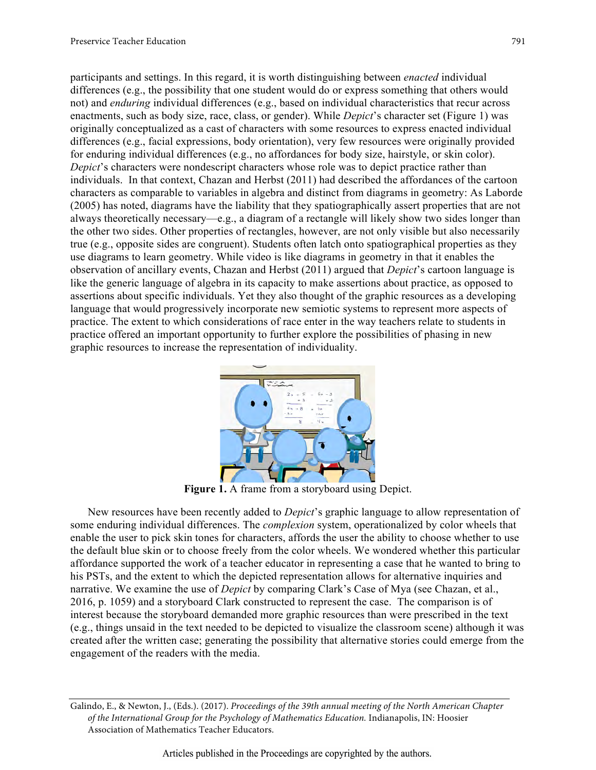participants and settings. In this regard, it is worth distinguishing between *enacted* individual differences (e.g., the possibility that one student would do or express something that others would not) and *enduring* individual differences (e.g., based on individual characteristics that recur across enactments, such as body size, race, class, or gender). While *Depict*'s character set (Figure 1) was originally conceptualized as a cast of characters with some resources to express enacted individual differences (e.g., facial expressions, body orientation), very few resources were originally provided for enduring individual differences (e.g., no affordances for body size, hairstyle, or skin color). *Depict*'s characters were nondescript characters whose role was to depict practice rather than individuals. In that context, Chazan and Herbst (2011) had described the affordances of the cartoon characters as comparable to variables in algebra and distinct from diagrams in geometry: As Laborde (2005) has noted, diagrams have the liability that they spatiographically assert properties that are not always theoretically necessary—e.g., a diagram of a rectangle will likely show two sides longer than the other two sides. Other properties of rectangles, however, are not only visible but also necessarily true (e.g., opposite sides are congruent). Students often latch onto spatiographical properties as they use diagrams to learn geometry. While video is like diagrams in geometry in that it enables the observation of ancillary events, Chazan and Herbst (2011) argued that *Depict*'s cartoon language is like the generic language of algebra in its capacity to make assertions about practice, as opposed to assertions about specific individuals. Yet they also thought of the graphic resources as a developing language that would progressively incorporate new semiotic systems to represent more aspects of practice. The extent to which considerations of race enter in the way teachers relate to students in practice offered an important opportunity to further explore the possibilities of phasing in new graphic resources to increase the representation of individuality.

**Figure 1.** A frame from a storyboard using Depict.

New resources have been recently added to *Depict*'s graphic language to allow representation of some enduring individual differences. The *complexion* system, operationalized by color wheels that enable the user to pick skin tones for characters, affords the user the ability to choose whether to use the default blue skin or to choose freely from the color wheels. We wondered whether this particular affordance supported the work of a teacher educator in representing a case that he wanted to bring to his PSTs, and the extent to which the depicted representation allows for alternative inquiries and narrative. We examine the use of *Depict* by comparing Clark's Case of Mya (see Chazan, et al., 2016, p. 1059) and a storyboard Clark constructed to represent the case. The comparison is of interest because the storyboard demanded more graphic resources than were prescribed in the text (e.g., things unsaid in the text needed to be depicted to visualize the classroom scene) although it was created after the written case; generating the possibility that alternative stories could emerge from the engagement of the readers with the media.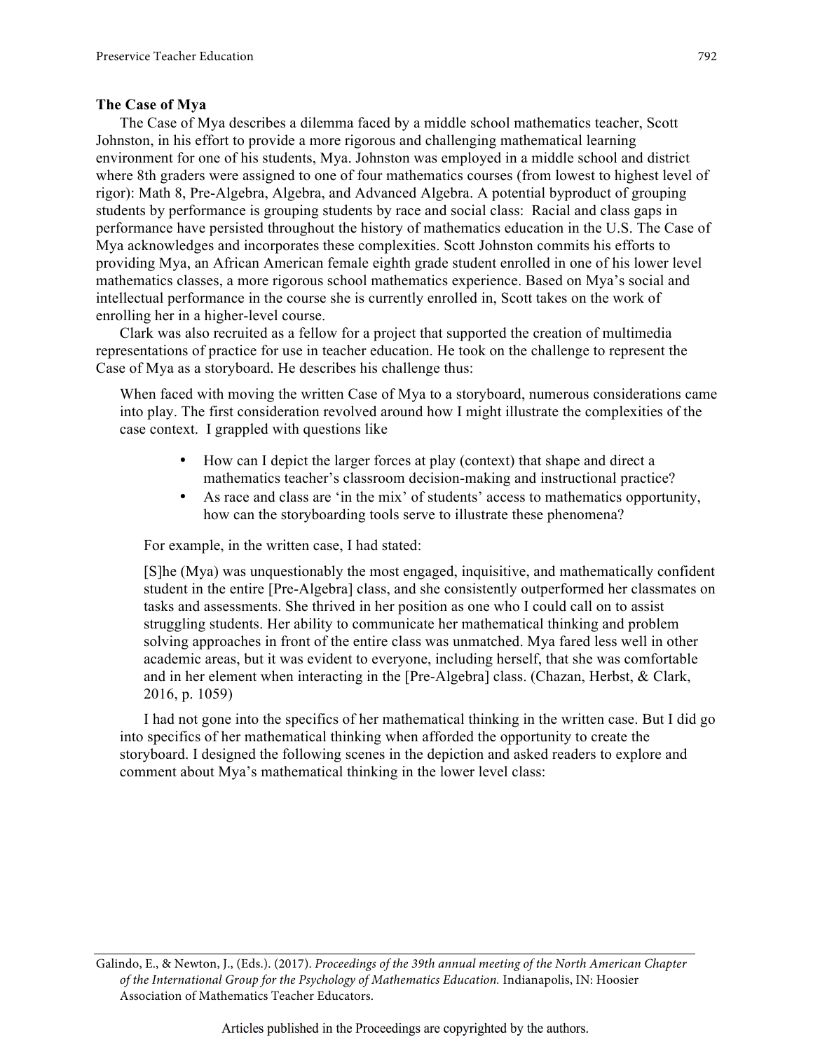### The Case of Mya

The Case of Mya describes a dilemma faced by a middle school mathematics teacher, Scott Johnston, in his effort to provide a more rigorous and challenging mathematical learning environment for one of his students, Mya. Johnston was employed in a middle school and district where 8th graders were assigned to one of four mathematics courses (from lowest to highest level of rigor): Math 8, Pre-Algebra, Algebra, and Advanced Algebra. A potential byproduct of grouping students by performance is grouping students by race and social class: Racial and class gaps in performance have persisted throughout the history of mathematics education in the U.S. The Case of Mya acknowledges and incorporates these complexities. Scott Johnston commits his efforts to providing Mya, an African American female eighth grade student enrolled in one of his lower level mathematics classes, a more rigorous school mathematics experience. Based on Mya's social and intellectual performance in the course she is currently enrolled in, Scott takes on the work of enrolling her in a higher-level course.

Clark was also recruited as a fellow for a project that supported the creation of multimedia representations of practice for use in teacher education. He took on the challenge to represent the Case of Mya as a storyboard. He describes his challenge thus:

> When faced with moving the written Case of Mya to a storyboard, numerous considerations came into play. The first consideration revolved around how I might illustrate the complexities of the case context. I grappled with questions like
>
> - How can I depict the larger forces at play (context) that shape and direct a mathematics teacher's classroom decision-making and instructional practice?
> - As race and class are 'in the mix' of students' access to mathematics opportunity, how can the storyboarding tools serve to illustrate these phenomena?
>
> For example, in the written case, I had stated:
>
> > [S]he (Mya) was unquestionably the most engaged, inquisitive, and mathematically confident student in the entire [Pre-Algebra] class, and she consistently outperformed her classmates on tasks and assessments. She thrived in her position as one who I could call on to assist struggling students. Her ability to communicate her mathematical thinking and problem solving approaches in front of the entire class was unmatched. Mya fared less well in other academic areas, but it was evident to everyone, including herself, that she was comfortable and in her element when interacting in the [Pre-Algebra] class. (Chazan, Herbst, & Clark, 2016, p. 1059)
>
> I had not gone into the specifics of her mathematical thinking in the written case. But I did go into specifics of her mathematical thinking when afforded the opportunity to create the storyboard. I designed the following scenes in the depiction and asked readers to explore and comment about Mya's mathematical thinking in the lower level class: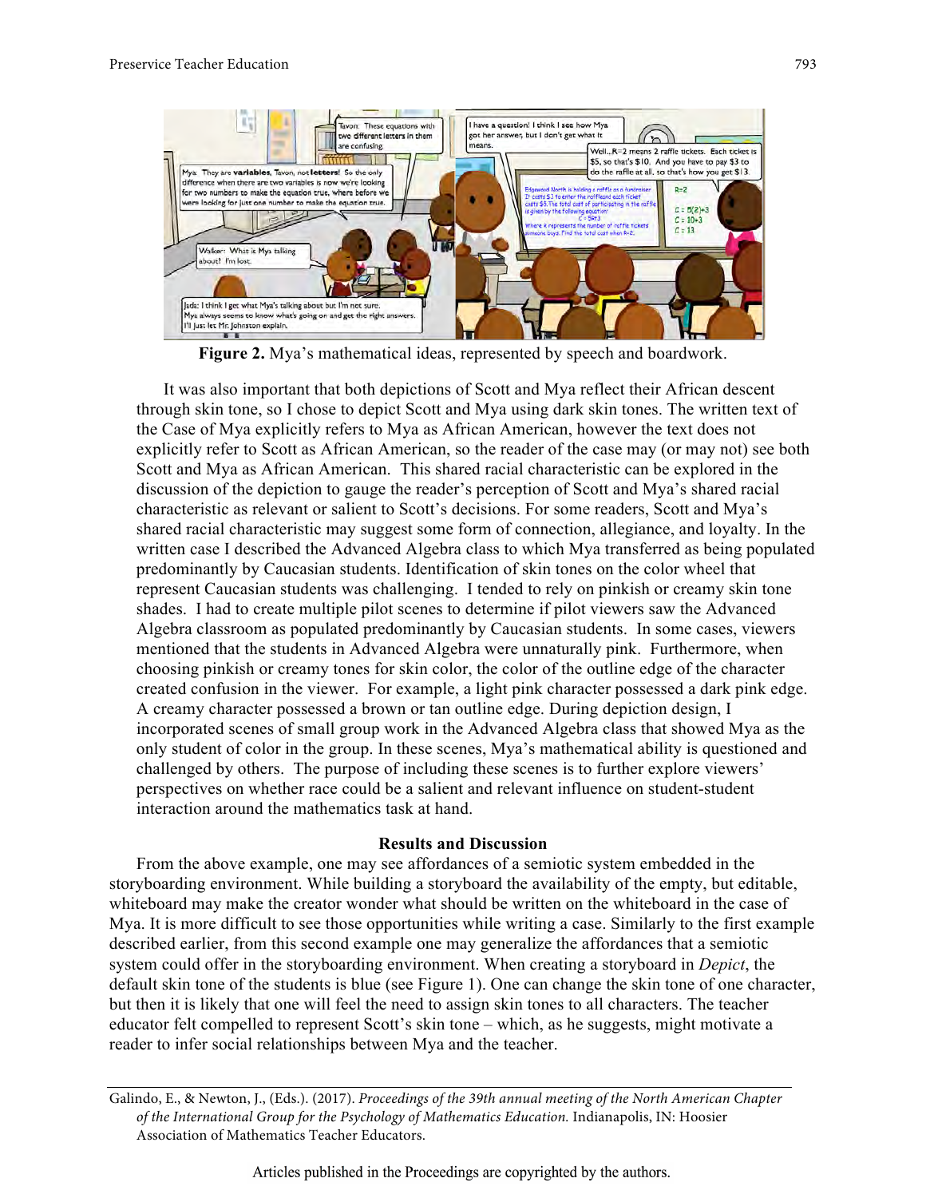**Figure 2.** Mya's mathematical ideas, represented by speech and boardwork.

It was also important that both depictions of Scott and Mya reflect their African descent through skin tone, so I chose to depict Scott and Mya using dark skin tones. The written text of the Case of Mya explicitly refers to Mya as African American, however the text does not explicitly refer to Scott as African American, so the reader of the case may (or may not) see both Scott and Mya as African American. This shared racial characteristic can be explored in the discussion of the depiction to gauge the reader's perception of Scott and Mya's shared racial characteristic as relevant or salient to Scott's decisions. For some readers, Scott and Mya's shared racial characteristic may suggest some form of connection, allegiance, and loyalty. In the written case I described the Advanced Algebra class to which Mya transferred as being populated predominantly by Caucasian students. Identification of skin tones on the color wheel that represent Caucasian students was challenging. I tended to rely on pinkish or creamy skin tone shades. I had to create multiple pilot scenes to determine if pilot viewers saw the Advanced Algebra classroom as populated predominantly by Caucasian students. In some cases, viewers mentioned that the students in Advanced Algebra were unnaturally pink. Furthermore, when choosing pinkish or creamy tones for skin color, the color of the outline edge of the character created confusion in the viewer. For example, a light pink character possessed a dark pink edge. A creamy character possessed a brown or tan outline edge. During depiction design, I incorporated scenes of small group work in the Advanced Algebra class that showed Mya as the only student of color in the group. In these scenes, Mya's mathematical ability is questioned and challenged by others. The purpose of including these scenes is to further explore viewers' perspectives on whether race could be a salient and relevant influence on student-student interaction around the mathematics task at hand.

## Results and Discussion

From the above example, one may see affordances of a semiotic system embedded in the storyboarding environment. While building a storyboard the availability of the empty, but editable, whiteboard may make the creator wonder what should be written on the whiteboard in the case of Mya. It is more difficult to see those opportunities while writing a case. Similarly to the first example described earlier, from this second example one may generalize the affordances that a semiotic system could offer in the storyboarding environment. When creating a storyboard in *Depict*, the default skin tone of the students is blue (see Figure 1). One can change the skin tone of one character, but then it is likely that one will feel the need to assign skin tones to all characters. The teacher educator felt compelled to represent Scott's skin tone – which, as he suggests, might motivate a reader to infer social relationships between Mya and the teacher.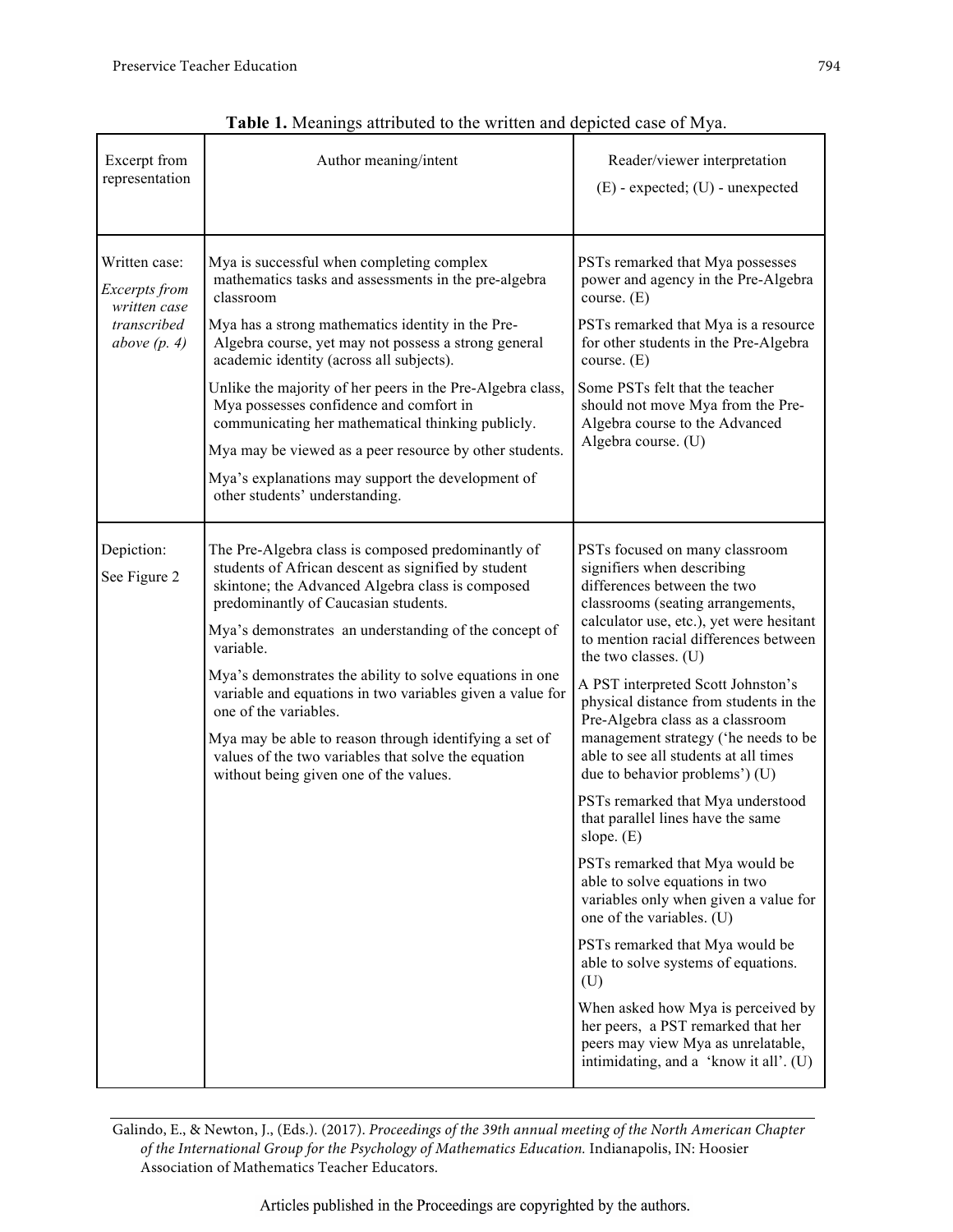**Table 1.** Meanings attributed to the written and depicted case of Mya.

| Excerpt from representation | Author meaning/intent | Reader/viewer interpretation (E) - expected; (U) - unexpected |
|---|---|---|
| Written case: *Excerpts from written case transcribed above (p. 4)* | Mya is successful when completing complex mathematics tasks and assessments in the pre-algebra classroom<br><br>Mya has a strong mathematics identity in the Pre-Algebra course, yet may not possess a strong general academic identity (across all subjects).<br><br>Unlike the majority of her peers in the Pre-Algebra class, Mya possesses confidence and comfort in communicating her mathematical thinking publicly.<br><br>Mya may be viewed as a peer resource by other students.<br><br>Mya's explanations may support the development of other students' understanding. | PSTs remarked that Mya possesses power and agency in the Pre-Algebra course. (E)<br><br>PSTs remarked that Mya is a resource for other students in the Pre-Algebra course. (E)<br><br>Some PSTs felt that the teacher should not move Mya from the Pre-Algebra course to the Advanced Algebra course. (U) |
| Depiction: See Figure 2 | The Pre-Algebra class is composed predominantly of students of African descent as signified by student skintone; the Advanced Algebra class is composed predominantly of Caucasian students.<br><br>Mya's demonstrates an understanding of the concept of variable.<br><br>Mya's demonstrates the ability to solve equations in one variable and equations in two variables given a value for one of the variables.<br><br>Mya may be able to reason through identifying a set of values of the two variables that solve the equation without being given one of the values. | PSTs focused on many classroom signifiers when describing differences between the two classrooms (seating arrangements, calculator use, etc.), yet were hesitant to mention racial differences between the two classes. (U)<br><br>A PST interpreted Scott Johnston's physical distance from students in the Pre-Algebra class as a classroom management strategy ('he needs to be able to see all students at all times due to behavior problems') (U)<br><br>PSTs remarked that Mya understood that parallel lines have the same slope. (E)<br><br>PSTs remarked that Mya would be able to solve equations in two variables only when given a value for one of the variables. (U)<br><br>PSTs remarked that Mya would be able to solve systems of equations. (U)<br><br>When asked how Mya is perceived by her peers, a PST remarked that her peers may view Mya as unrelatable, intimidating, and a 'know it all'. (U) |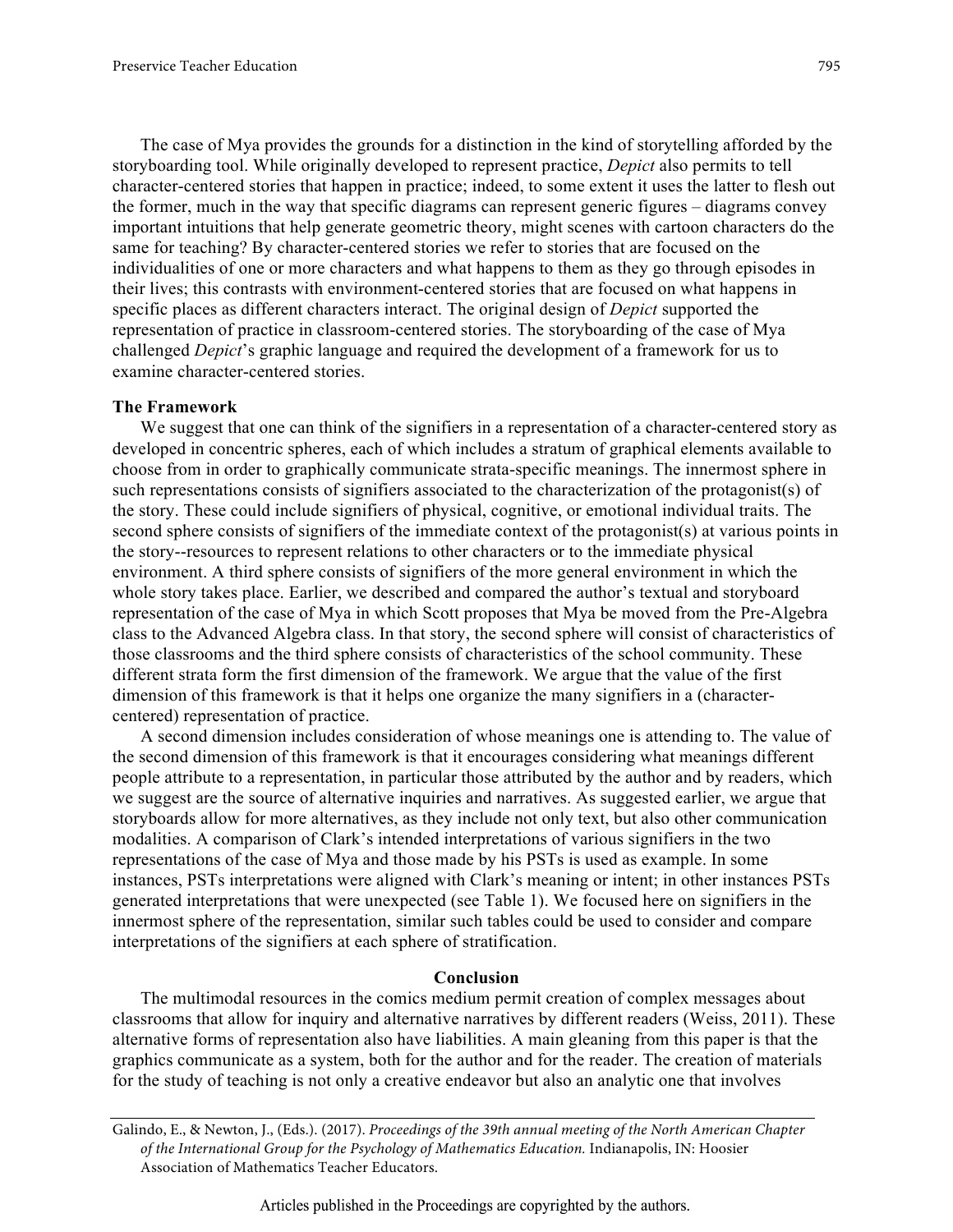The case of Mya provides the grounds for a distinction in the kind of storytelling afforded by the storyboarding tool. While originally developed to represent practice, *Depict* also permits to tell character-centered stories that happen in practice; indeed, to some extent it uses the latter to flesh out the former, much in the way that specific diagrams can represent generic figures – diagrams convey important intuitions that help generate geometric theory, might scenes with cartoon characters do the same for teaching? By character-centered stories we refer to stories that are focused on the individualities of one or more characters and what happens to them as they go through episodes in their lives; this contrasts with environment-centered stories that are focused on what happens in specific places as different characters interact. The original design of *Depict* supported the representation of practice in classroom-centered stories. The storyboarding of the case of Mya challenged *Depict*'s graphic language and required the development of a framework for us to examine character-centered stories.

**The Framework**

We suggest that one can think of the signifiers in a representation of a character-centered story as developed in concentric spheres, each of which includes a stratum of graphical elements available to choose from in order to graphically communicate strata-specific meanings. The innermost sphere in such representations consists of signifiers associated to the characterization of the protagonist(s) of the story. These could include signifiers of physical, cognitive, or emotional individual traits. The second sphere consists of signifiers of the immediate context of the protagonist(s) at various points in the story--resources to represent relations to other characters or to the immediate physical environment. A third sphere consists of signifiers of the more general environment in which the whole story takes place. Earlier, we described and compared the author's textual and storyboard representation of the case of Mya in which Scott proposes that Mya be moved from the Pre-Algebra class to the Advanced Algebra class. In that story, the second sphere will consist of characteristics of those classrooms and the third sphere consists of characteristics of the school community. These different strata form the first dimension of the framework. We argue that the value of the first dimension of this framework is that it helps one organize the many signifiers in a (character-centered) representation of practice.

A second dimension includes consideration of whose meanings one is attending to. The value of the second dimension of this framework is that it encourages considering what meanings different people attribute to a representation, in particular those attributed by the author and by readers, which we suggest are the source of alternative inquiries and narratives. As suggested earlier, we argue that storyboards allow for more alternatives, as they include not only text, but also other communication modalities. A comparison of Clark's intended interpretations of various signifiers in the two representations of the case of Mya and those made by his PSTs is used as example. In some instances, PSTs interpretations were aligned with Clark's meaning or intent; in other instances PSTs generated interpretations that were unexpected (see Table 1). We focused here on signifiers in the innermost sphere of the representation, similar such tables could be used to consider and compare interpretations of the signifiers at each sphere of stratification.

## Conclusion

The multimodal resources in the comics medium permit creation of complex messages about classrooms that allow for inquiry and alternative narratives by different readers (Weiss, 2011). These alternative forms of representation also have liabilities. A main gleaning from this paper is that the graphics communicate as a system, both for the author and for the reader. The creation of materials for the study of teaching is not only a creative endeavor but also an analytic one that involves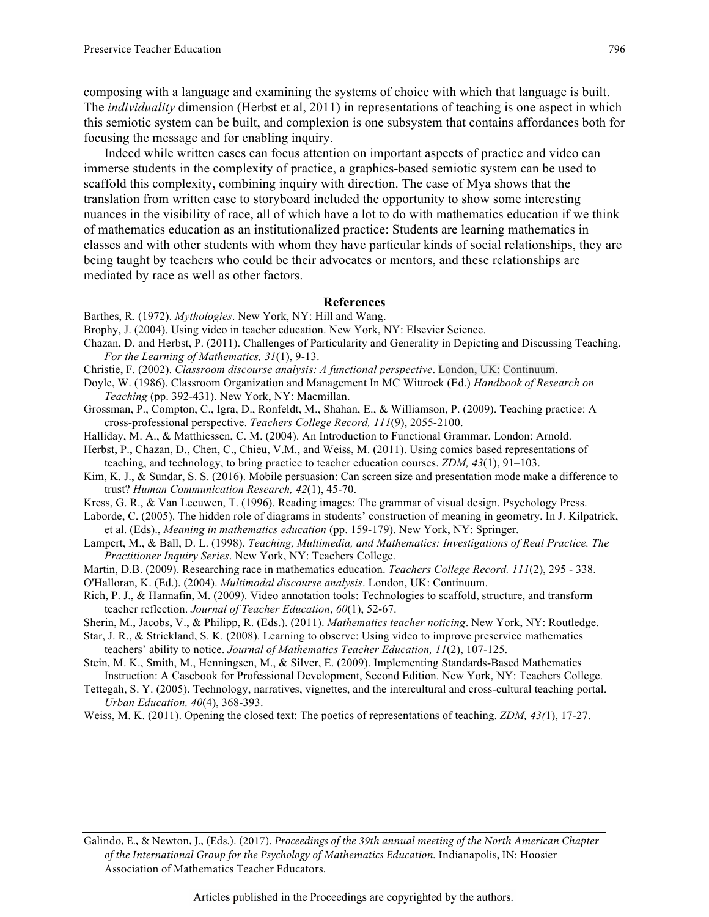composing with a language and examining the systems of choice with which that language is built. The *individuality* dimension (Herbst et al, 2011) in representations of teaching is one aspect in which this semiotic system can be built, and complexion is one subsystem that contains affordances both for focusing the message and for enabling inquiry.

Indeed while written cases can focus attention on important aspects of practice and video can immerse students in the complexity of practice, a graphics-based semiotic system can be used to scaffold this complexity, combining inquiry with direction. The case of Mya shows that the translation from written case to storyboard included the opportunity to show some interesting nuances in the visibility of race, all of which have a lot to do with mathematics education if we think of mathematics education as an institutionalized practice: Students are learning mathematics in classes and with other students with whom they have particular kinds of social relationships, they are being taught by teachers who could be their advocates or mentors, and these relationships are mediated by race as well as other factors.

## References

Barthes, R. (1972). *Mythologies*. New York, NY: Hill and Wang.

Brophy, J. (2004). Using video in teacher education. New York, NY: Elsevier Science.

Chazan, D. and Herbst, P. (2011). Challenges of Particularity and Generality in Depicting and Discussing Teaching. *For the Learning of Mathematics, 31*(1), 9-13.

Christie, F. (2002). *Classroom discourse analysis: A functional perspective*. London, UK: Continuum.

Doyle, W. (1986). Classroom Organization and Management In MC Wittrock (Ed.) *Handbook of Research on Teaching* (pp. 392-431). New York, NY: Macmillan.

Grossman, P., Compton, C., Igra, D., Ronfeldt, M., Shahan, E., & Williamson, P. (2009). Teaching practice: A cross-professional perspective. *Teachers College Record, 111*(9), 2055-2100.

Halliday, M. A., & Matthiessen, C. M. (2004). An Introduction to Functional Grammar. London: Arnold.

Herbst, P., Chazan, D., Chen, C., Chieu, V.M., and Weiss, M. (2011). Using comics based representations of teaching, and technology, to bring practice to teacher education courses. *ZDM, 43*(1), 91–103.

Kim, K. J., & Sundar, S. S. (2016). Mobile persuasion: Can screen size and presentation mode make a difference to trust? *Human Communication Research, 42*(1), 45-70.

Kress, G. R., & Van Leeuwen, T. (1996). Reading images: The grammar of visual design. Psychology Press.

Laborde, C. (2005). The hidden role of diagrams in students' construction of meaning in geometry. In J. Kilpatrick, et al. (Eds)., *Meaning in mathematics education* (pp. 159-179). New York, NY: Springer.

Lampert, M., & Ball, D. L. (1998). *Teaching, Multimedia, and Mathematics: Investigations of Real Practice. The Practitioner Inquiry Series*. New York, NY: Teachers College.

Martin, D.B. (2009). Researching race in mathematics education. *Teachers College Record. 111*(2), 295 - 338.

O'Halloran, K. (Ed.). (2004). *Multimodal discourse analysis*. London, UK: Continuum.

Rich, P. J., & Hannafin, M. (2009). Video annotation tools: Technologies to scaffold, structure, and transform teacher reflection. *Journal of Teacher Education*, *60*(1), 52-67.

Sherin, M., Jacobs, V., & Philipp, R. (Eds.). (2011). *Mathematics teacher noticing*. New York, NY: Routledge.

Star, J. R., & Strickland, S. K. (2008). Learning to observe: Using video to improve preservice mathematics teachers' ability to notice. *Journal of Mathematics Teacher Education, 11*(2), 107-125.

Stein, M. K., Smith, M., Henningsen, M., & Silver, E. (2009). Implementing Standards-Based Mathematics Instruction: A Casebook for Professional Development, Second Edition. New York, NY: Teachers College.

Tettegah, S. Y. (2005). Technology, narratives, vignettes, and the intercultural and cross-cultural teaching portal. *Urban Education, 40*(4), 368-393.

Weiss, M. K. (2011). Opening the closed text: The poetics of representations of teaching. *ZDM, 43(*1), 17-27.